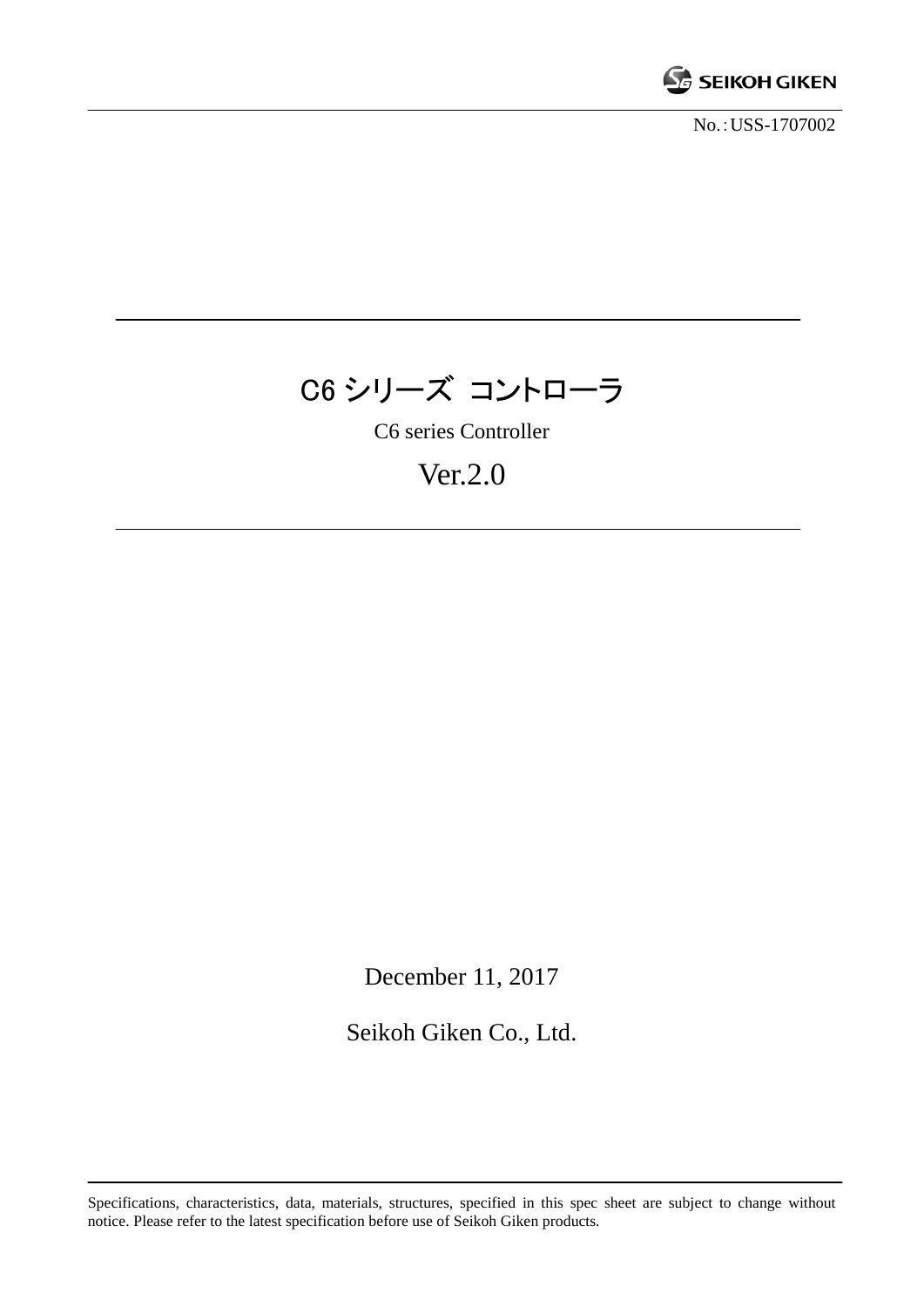No.：USS-1707002

# C6 シリーズ コントローラ

C6 series Controller

Ver.2.0

December 11, 2017

Seikoh Giken Co., Ltd.

Specifications, characteristics, data, materials, structures, specified in this spec sheet are subject to change without notice. Please refer to the latest specification before use of Seikoh Giken products.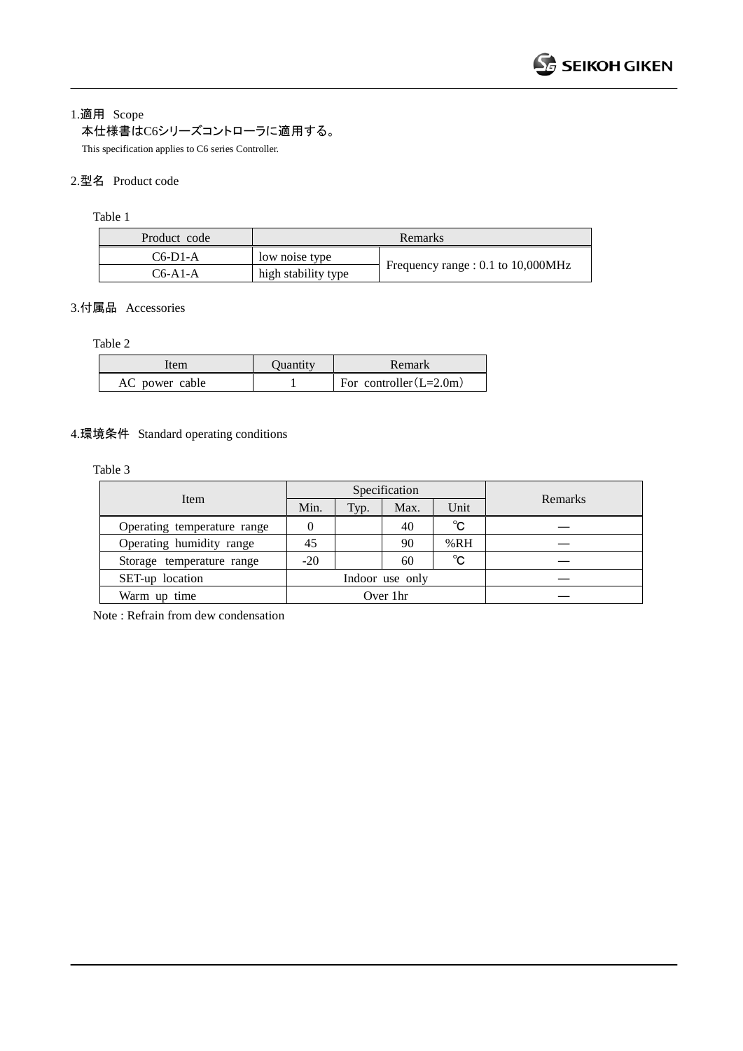## 1.適用 Scope

本仕様書はC6シリーズコントローラに適用する。

This specification applies to C6 series Controller.

## 2.型名 Product code

Table 1

| Product code | Remarks | |
|---|---|---|
| C6-D1-A | low noise type | Frequency range : 0.1 to 10,000MHz |
| C6-A1-A | high stability type | |

## 3.付属品 Accessories

Table 2

| Item | Quantity | Remark |
|---|---|---|
| AC power cable | 1 | For controller（L=2.0m） |

## 4.環境条件 Standard operating conditions

Table 3

| Item | Specification | | | | Remarks |
|---|---|---|---|---|---|
| | Min. | Typ. | Max. | Unit | |
| Operating temperature range | 0 | | 40 | ℃ | — |
| Operating humidity range | 45 | | 90 | %RH | — |
| Storage temperature range | -20 | | 60 | ℃ | — |
| SET-up location | Indoor use only | | | | — |
| Warm up time | Over 1hr | | | | — |

Note : Refrain from dew condensation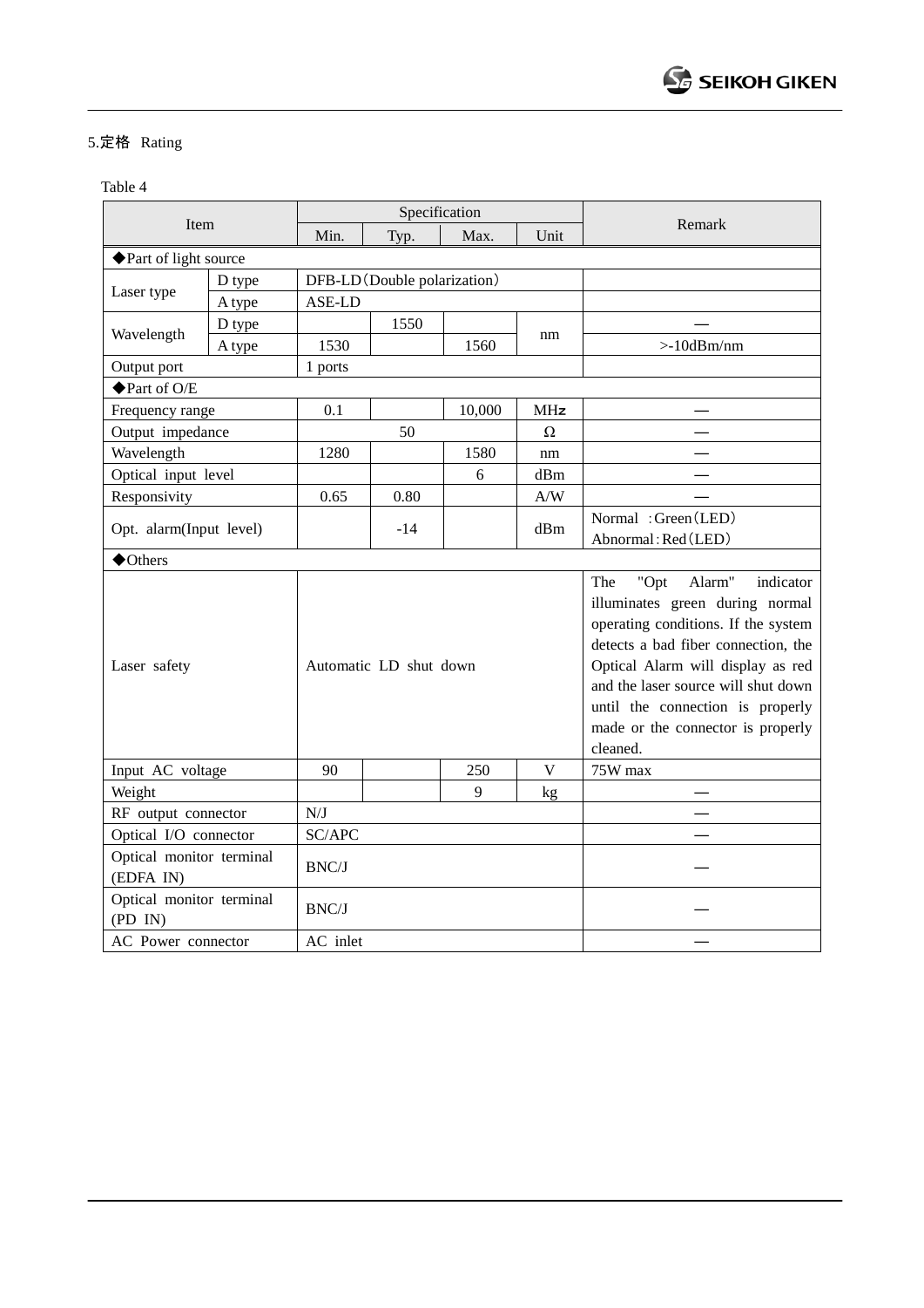## 5.定格　Rating

Table 4

| Item | | Specification | | | | Remark |
|---|---|---|---|---|---|---|
| | | Min. | Typ. | Max. | Unit | |
| ◆Part of light source | | | | | | |
| Laser type | D type | DFB-LD（Double polarization） | | | | |
| | A type | ASE-LD | | | | |
| Wavelength | D type | | 1550 | | nm | — |
| | A type | 1530 | | 1560 | | >-10dBm/nm |
| Output port | | 1 ports | | | | |
| ◆Part of O/E | | | | | | |
| Frequency range | | 0.1 | | 10,000 | MHz | — |
| Output impedance | | | 50 | | Ω | — |
| Wavelength | | 1280 | | 1580 | nm | — |
| Optical input level | | | | 6 | dBm | — |
| Responsivity | | 0.65 | 0.80 | | A/W | — |
| Opt. alarm(Input level) | | | -14 | | dBm | Normal ：Green（LED）<br>Abnormal：Red（LED） |
| ◆Others | | | | | | |
| Laser safety | | Automatic LD shut down | | | | The "Opt Alarm" indicator illuminates green during normal operating conditions. If the system detects a bad fiber connection, the Optical Alarm will display as red and the laser source will shut down until the connection is properly made or the connector is properly cleaned. |
| Input AC voltage | | 90 | | 250 | V | 75W max |
| Weight | | | | 9 | kg | — |
| RF output connector | | N/J | | | | — |
| Optical I/O connector | | SC/APC | | | | — |
| Optical monitor terminal (EDFA IN) | | BNC/J | | | | — |
| Optical monitor terminal (PD IN) | | BNC/J | | | | — |
| AC Power connector | | AC inlet | | | | — |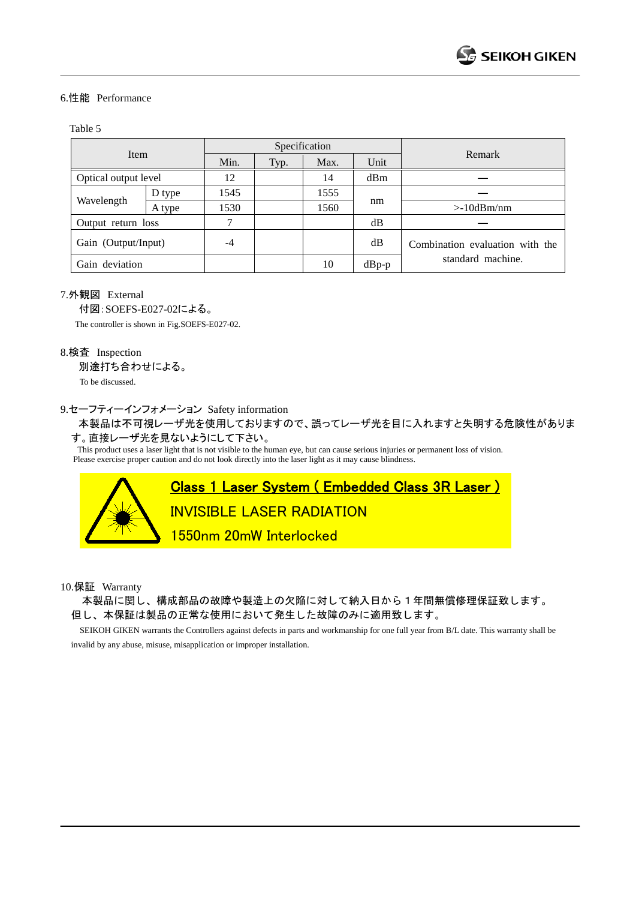## 6.性能 Performance

Table 5

| Item | | Specification | | | | Remark |
|---|---|---|---|---|---|---|
| | | Min. | Typ. | Max. | Unit | |
| Optical output level | | 12 | | 14 | dBm | — |
| Wavelength | D type | 1545 | | 1555 | nm | — |
| | A type | 1530 | | 1560 | | >-10dBm/nm |
| Output return loss | | 7 | | | dB | — |
| Gain (Output/Input) | | -4 | | | dB | Combination evaluation with the standard machine. |
| Gain deviation | | | | 10 | dBp-p | |

## 7.外観図 External

付図:SOEFS-E027-02による。

The controller is shown in Fig.SOEFS-E027-02.

## 8.検査 Inspection

別途打ち合わせによる。

To be discussed.

## 9.セーフティーインフォメーション Safety information

本製品は不可視レーザ光を使用しておりますので、誤ってレーザ光を目に入れますと失明する危険性があります。直接レーザ光を見ないようにして下さい。

This product uses a laser light that is not visible to the human eye, but can cause serious injuries or permanent loss of vision. Please exercise proper caution and do not look directly into the laser light as it may cause blindness.

<u>Class 1 Laser System ( Embedded Class 3R Laser )</u>

INVISIBLE LASER RADIATION

1550nm 20mW Interlocked

## 10.保証 Warranty

本製品に関し、構成部品の故障や製造上の欠陥に対して納入日から１年間無償修理保証致します。但し、本保証は製品の正常な使用において発生した故障のみに適用致します。

SEIKOH GIKEN warrants the Controllers against defects in parts and workmanship for one full year from B/L date. This warranty shall be invalid by any abuse, misuse, misapplication or improper installation.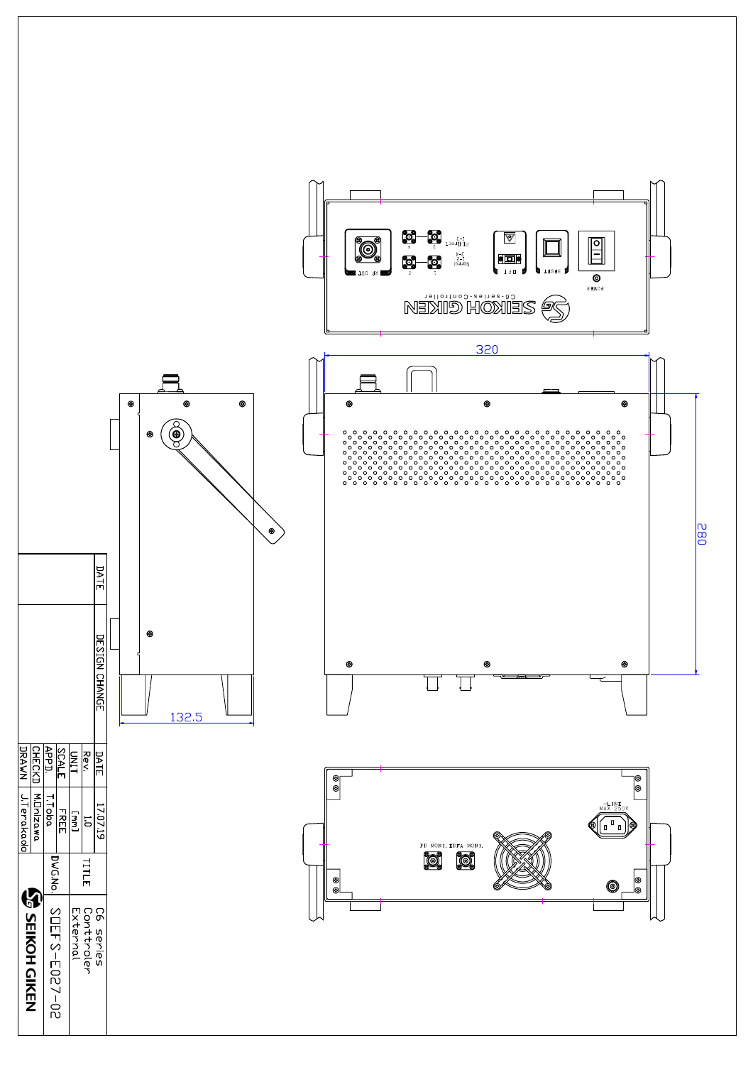RF OUT

PD Direct 1-2 / Normal 3-4

OPT

RESET

POWER

C6-series-Controller

SEIKOH GIKEN

320

280

132.5

PD MONI. EDFA MONI.

~LINE MAX 250V

| | |
|---|---|
| DATE | DESIGN CHANGE |
| DATE | 17.07.19 |
| Rev. | 1.0 |
| UNIT | [mm] |
| SCALE | FREE |
| APPD. | T.Toba |
| CHECKD | M.Onizawa |
| DRAWN | J.Terakado |
| TITLE | C6 series Controler External |
| DWG.No. | SOEFS-E027-02 |

SEIKOH GIKEN